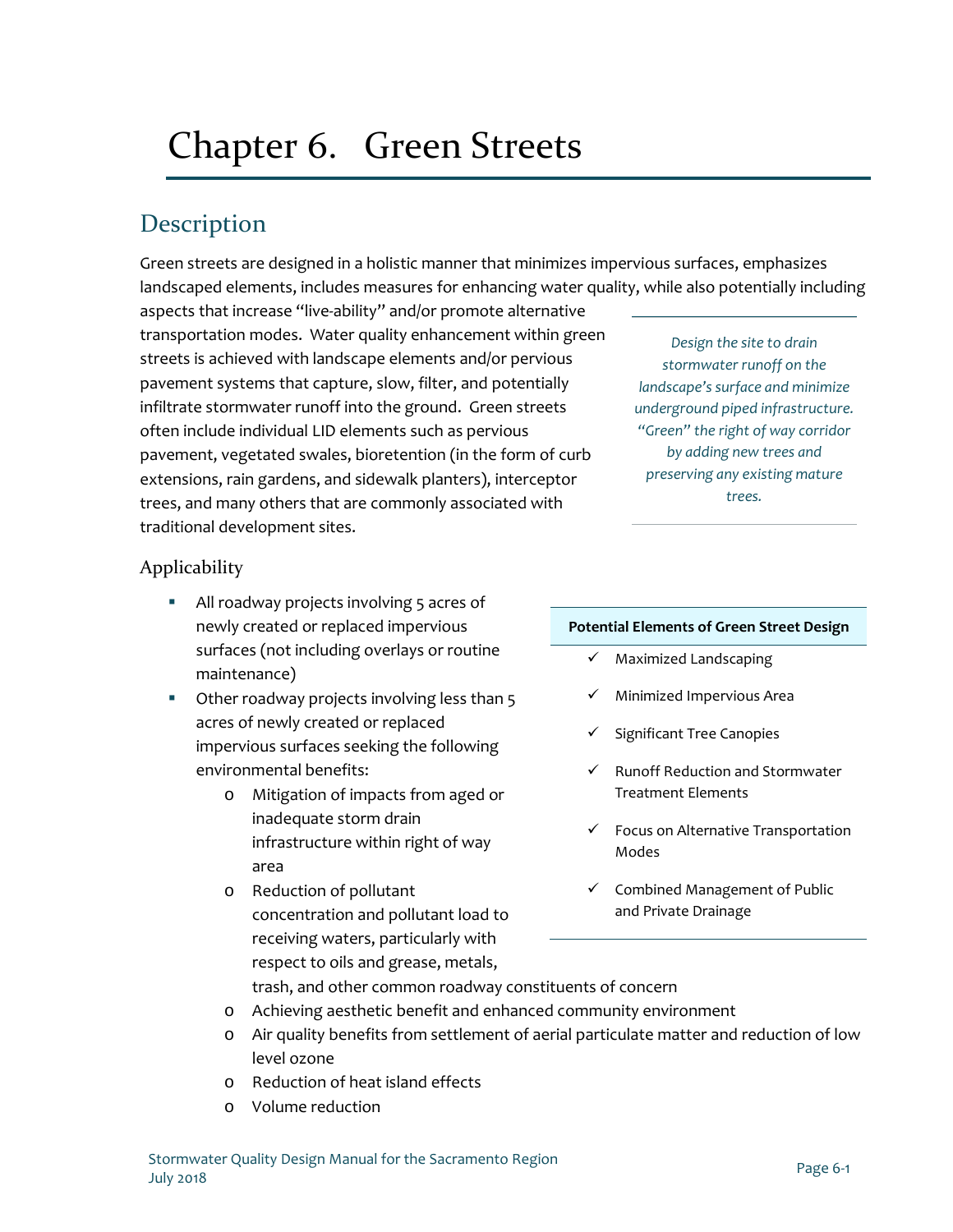# Chapter 6. Green Streets

## Description

Green streets are designed in a holistic manner that minimizes impervious surfaces, emphasizes landscaped elements, includes measures for enhancing water quality, while also potentially including aspects that increase "live-ability" and/or promote alternative transportation modes. Water quality enhancement within green streets is achieved with landscape elements and/or pervious pavement systems that capture, slow, filter, and potentially infiltrate stormwater runoff into the ground. Green streets often include individual LID elements such as pervious pavement, vegetated swales, bioretention (in the form of curb extensions, rain gardens, and sidewalk planters), interceptor trees, and many others that are commonly associated with traditional development sites.

> *Design the site to drain stormwater runoff on the landscape's surface and minimize underground piped infrastructure. "Green" the right of way corridor by adding new trees and preserving any existing mature trees.*

### Applicability

- All roadway projects involving 5 acres of newly created or replaced impervious surfaces (not including overlays or routine maintenance)
- Other roadway projects involving less than 5 acres of newly created or replaced impervious surfaces seeking the following environmental benefits:
  - Mitigation of impacts from aged or inadequate storm drain infrastructure within right of way area
  - Reduction of pollutant concentration and pollutant load to receiving waters, particularly with respect to oils and grease, metals, trash, and other common roadway constituents of concern
  - Achieving aesthetic benefit and enhanced community environment
  - Air quality benefits from settlement of aerial particulate matter and reduction of low level ozone
  - Reduction of heat island effects
  - Volume reduction

**Potential Elements of Green Street Design**

- ✓ Maximized Landscaping
- ✓ Minimized Impervious Area
- ✓ Significant Tree Canopies
- ✓ Runoff Reduction and Stormwater Treatment Elements
- ✓ Focus on Alternative Transportation Modes
- ✓ Combined Management of Public and Private Drainage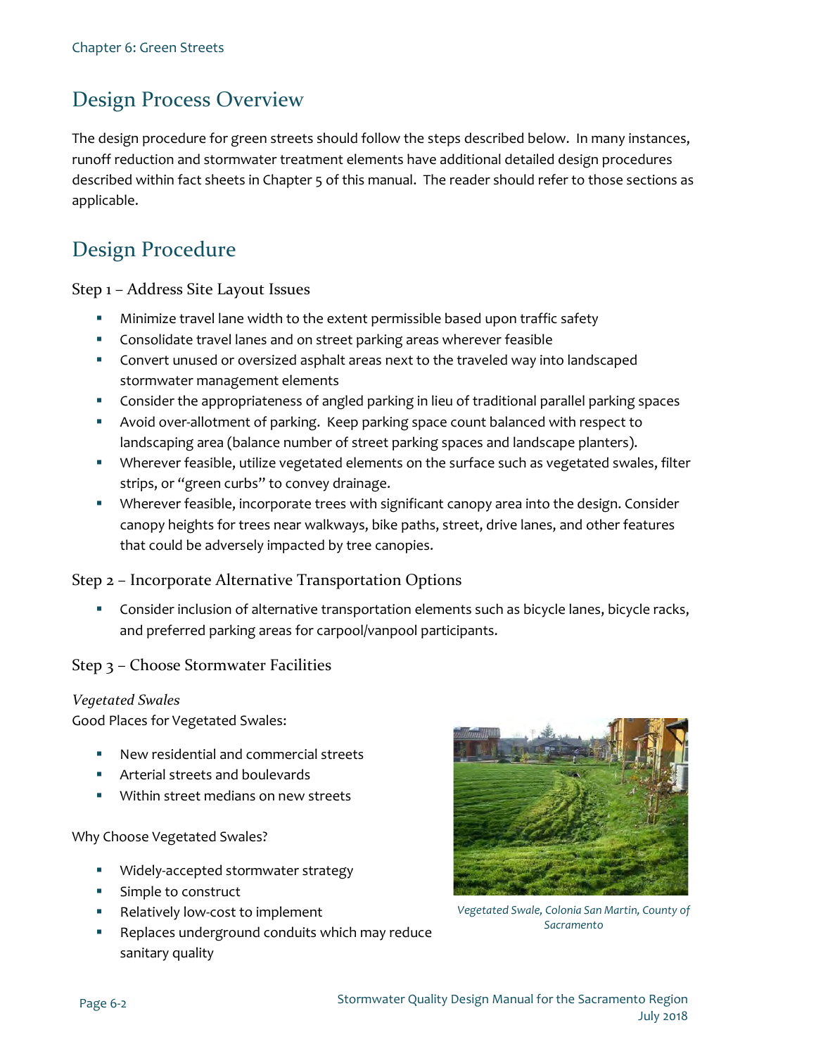# Design Process Overview

The design procedure for green streets should follow the steps described below. In many instances, runoff reduction and stormwater treatment elements have additional detailed design procedures described within fact sheets in Chapter 5 of this manual. The reader should refer to those sections as applicable.

# Design Procedure

## Step 1 – Address Site Layout Issues

- Minimize travel lane width to the extent permissible based upon traffic safety
- Consolidate travel lanes and on street parking areas wherever feasible
- Convert unused or oversized asphalt areas next to the traveled way into landscaped stormwater management elements
- Consider the appropriateness of angled parking in lieu of traditional parallel parking spaces
- Avoid over-allotment of parking. Keep parking space count balanced with respect to landscaping area (balance number of street parking spaces and landscape planters).
- Wherever feasible, utilize vegetated elements on the surface such as vegetated swales, filter strips, or "green curbs" to convey drainage.
- Wherever feasible, incorporate trees with significant canopy area into the design. Consider canopy heights for trees near walkways, bike paths, street, drive lanes, and other features that could be adversely impacted by tree canopies.

## Step 2 – Incorporate Alternative Transportation Options

- Consider inclusion of alternative transportation elements such as bicycle lanes, bicycle racks, and preferred parking areas for carpool/vanpool participants.

## Step 3 – Choose Stormwater Facilities

*Vegetated Swales*

Good Places for Vegetated Swales:

- New residential and commercial streets
- Arterial streets and boulevards
- Within street medians on new streets

Why Choose Vegetated Swales?

- Widely-accepted stormwater strategy
- Simple to construct
- Relatively low-cost to implement
- Replaces underground conduits which may reduce sanitary quality

*Vegetated Swale, Colonia San Martin, County of Sacramento*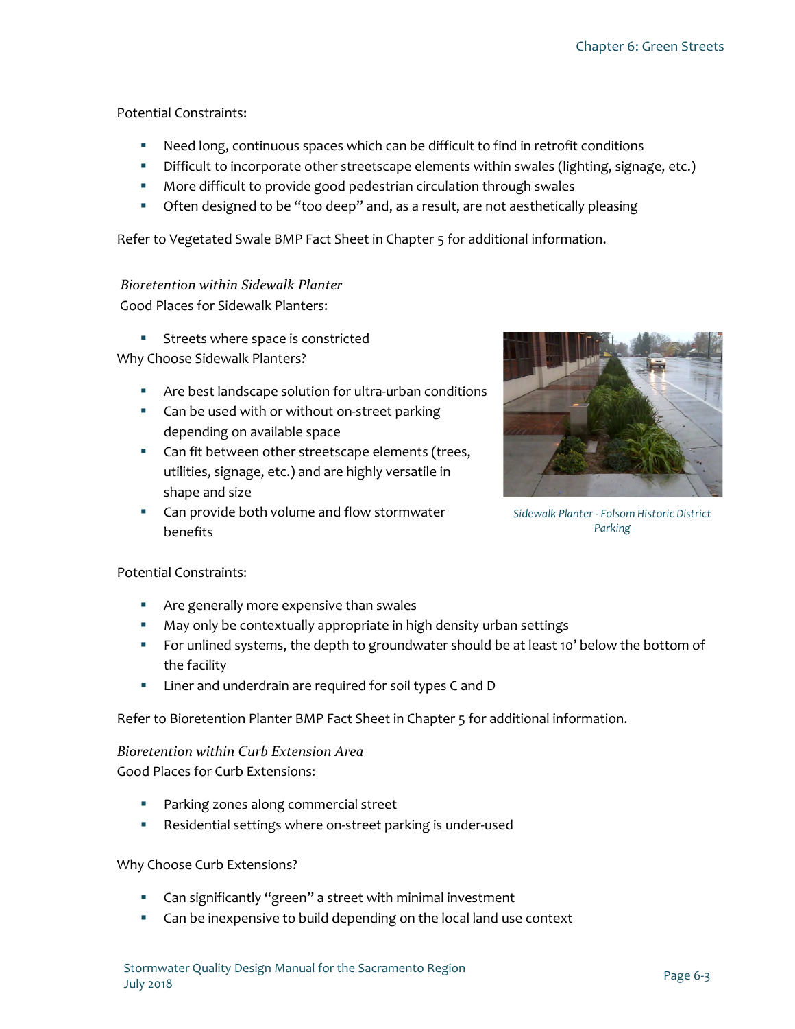Potential Constraints:

- Need long, continuous spaces which can be difficult to find in retrofit conditions
- Difficult to incorporate other streetscape elements within swales (lighting, signage, etc.)
- More difficult to provide good pedestrian circulation through swales
- Often designed to be "too deep" and, as a result, are not aesthetically pleasing

Refer to Vegetated Swale BMP Fact Sheet in Chapter 5 for additional information.

### *Bioretention within Sidewalk Planter*

Good Places for Sidewalk Planters:

- Streets where space is constricted

Why Choose Sidewalk Planters?

- Are best landscape solution for ultra-urban conditions
- Can be used with or without on-street parking depending on available space
- Can fit between other streetscape elements (trees, utilities, signage, etc.) and are highly versatile in shape and size
- Can provide both volume and flow stormwater benefits

*Sidewalk Planter - Folsom Historic District Parking*

Potential Constraints:

- Are generally more expensive than swales
- May only be contextually appropriate in high density urban settings
- For unlined systems, the depth to groundwater should be at least 10' below the bottom of the facility
- Liner and underdrain are required for soil types C and D

Refer to Bioretention Planter BMP Fact Sheet in Chapter 5 for additional information.

### *Bioretention within Curb Extension Area*

Good Places for Curb Extensions:

- Parking zones along commercial street
- Residential settings where on-street parking is under-used

Why Choose Curb Extensions?

- Can significantly "green" a street with minimal investment
- Can be inexpensive to build depending on the local land use context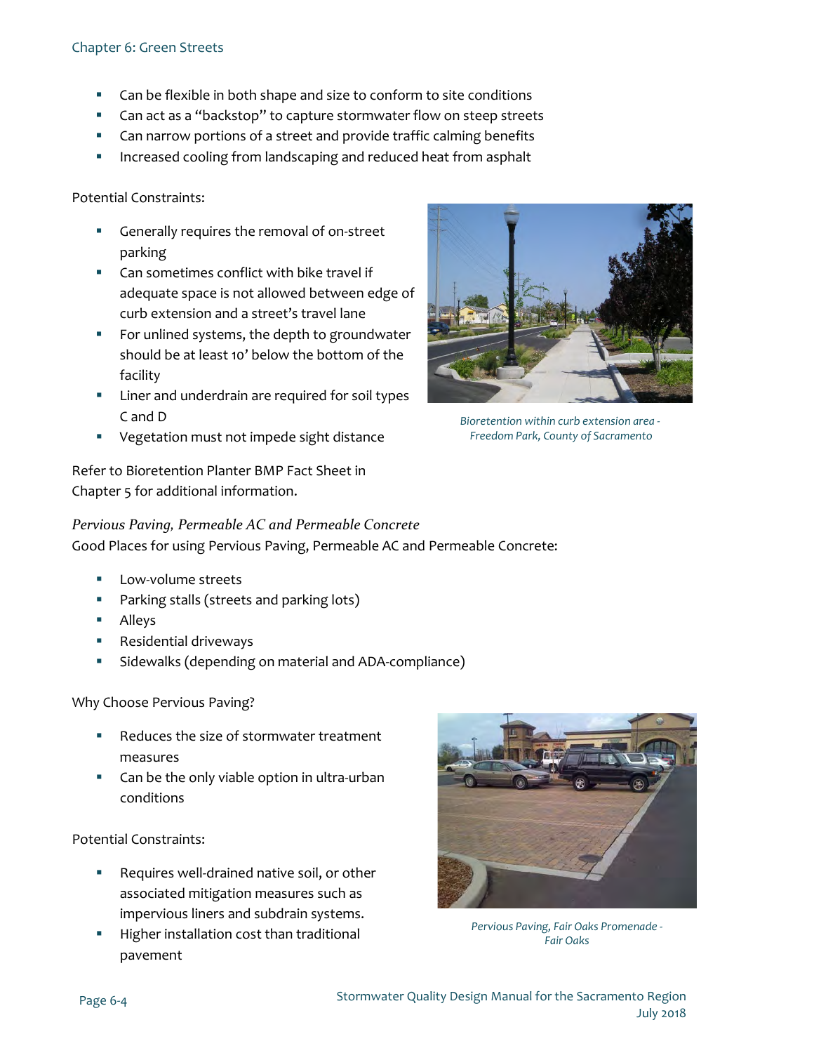- Can be flexible in both shape and size to conform to site conditions
- Can act as a "backstop" to capture stormwater flow on steep streets
- Can narrow portions of a street and provide traffic calming benefits
- Increased cooling from landscaping and reduced heat from asphalt

Potential Constraints:

- Generally requires the removal of on-street parking
- Can sometimes conflict with bike travel if adequate space is not allowed between edge of curb extension and a street's travel lane
- For unlined systems, the depth to groundwater should be at least 10' below the bottom of the facility
- Liner and underdrain are required for soil types C and D
- Vegetation must not impede sight distance

*Bioretention within curb extension area - Freedom Park, County of Sacramento*

Refer to Bioretention Planter BMP Fact Sheet in Chapter 5 for additional information.

### *Pervious Paving, Permeable AC and Permeable Concrete*

Good Places for using Pervious Paving, Permeable AC and Permeable Concrete:

- Low-volume streets
- Parking stalls (streets and parking lots)
- Alleys
- Residential driveways
- Sidewalks (depending on material and ADA-compliance)

Why Choose Pervious Paving?

- Reduces the size of stormwater treatment measures
- Can be the only viable option in ultra-urban conditions

Potential Constraints:

- Requires well-drained native soil, or other associated mitigation measures such as impervious liners and subdrain systems.
- Higher installation cost than traditional pavement

*Pervious Paving, Fair Oaks Promenade - Fair Oaks*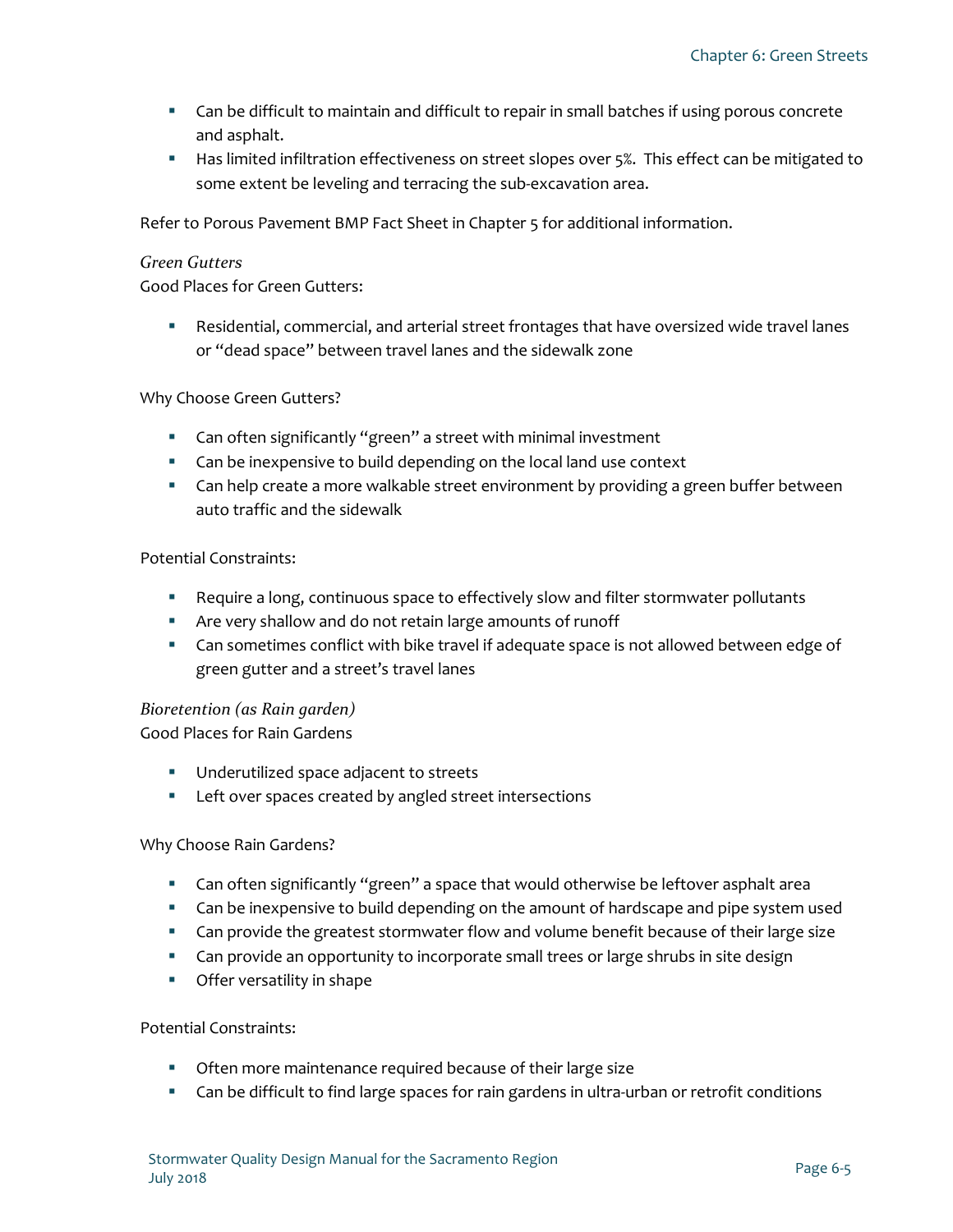- Can be difficult to maintain and difficult to repair in small batches if using porous concrete and asphalt.
- Has limited infiltration effectiveness on street slopes over 5%. This effect can be mitigated to some extent be leveling and terracing the sub-excavation area.

Refer to Porous Pavement BMP Fact Sheet in Chapter 5 for additional information.

*Green Gutters*

Good Places for Green Gutters:

- Residential, commercial, and arterial street frontages that have oversized wide travel lanes or "dead space" between travel lanes and the sidewalk zone

Why Choose Green Gutters?

- Can often significantly "green" a street with minimal investment
- Can be inexpensive to build depending on the local land use context
- Can help create a more walkable street environment by providing a green buffer between auto traffic and the sidewalk

Potential Constraints:

- Require a long, continuous space to effectively slow and filter stormwater pollutants
- Are very shallow and do not retain large amounts of runoff
- Can sometimes conflict with bike travel if adequate space is not allowed between edge of green gutter and a street's travel lanes

*Bioretention (as Rain garden)*

Good Places for Rain Gardens

- Underutilized space adjacent to streets
- Left over spaces created by angled street intersections

Why Choose Rain Gardens?

- Can often significantly "green" a space that would otherwise be leftover asphalt area
- Can be inexpensive to build depending on the amount of hardscape and pipe system used
- Can provide the greatest stormwater flow and volume benefit because of their large size
- Can provide an opportunity to incorporate small trees or large shrubs in site design
- Offer versatility in shape

Potential Constraints:

- Often more maintenance required because of their large size
- Can be difficult to find large spaces for rain gardens in ultra-urban or retrofit conditions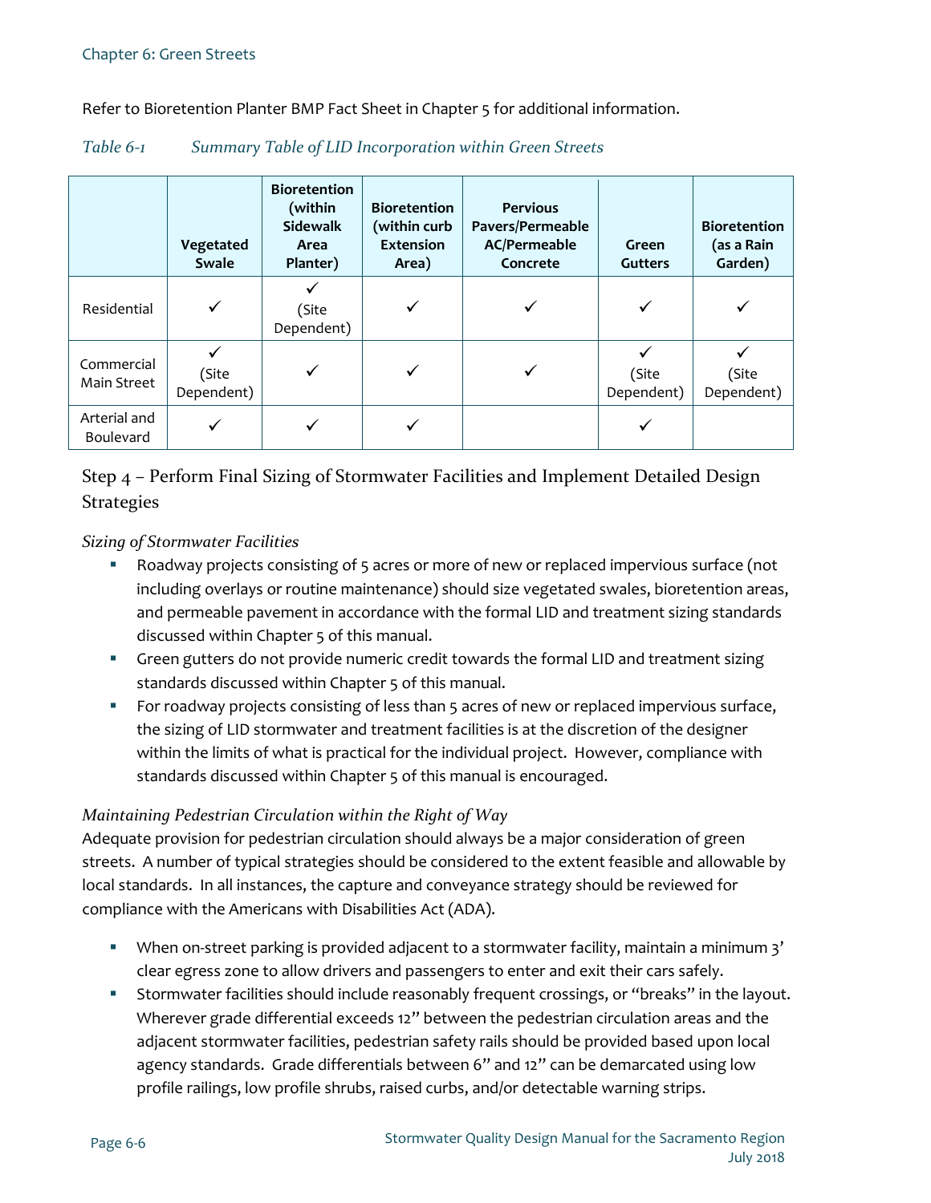Refer to Bioretention Planter BMP Fact Sheet in Chapter 5 for additional information.

*Table 6-1 Summary Table of LID Incorporation within Green Streets*

| | Vegetated Swale | Bioretention (within Sidewalk Area Planter) | Bioretention (within curb Extension Area) | Pervious Pavers/Permeable AC/Permeable Concrete | Green Gutters | Bioretention (as a Rain Garden) |
|---|---|---|---|---|---|---|
| Residential | ✓ | ✓ (Site Dependent) | ✓ | ✓ | ✓ | ✓ |
| Commercial Main Street | ✓ (Site Dependent) | ✓ | ✓ | ✓ | ✓ (Site Dependent) | ✓ (Site Dependent) |
| Arterial and Boulevard | ✓ | ✓ | ✓ | | ✓ | |

## Step 4 – Perform Final Sizing of Stormwater Facilities and Implement Detailed Design Strategies

*Sizing of Stormwater Facilities*

- Roadway projects consisting of 5 acres or more of new or replaced impervious surface (not including overlays or routine maintenance) should size vegetated swales, bioretention areas, and permeable pavement in accordance with the formal LID and treatment sizing standards discussed within Chapter 5 of this manual.
- Green gutters do not provide numeric credit towards the formal LID and treatment sizing standards discussed within Chapter 5 of this manual.
- For roadway projects consisting of less than 5 acres of new or replaced impervious surface, the sizing of LID stormwater and treatment facilities is at the discretion of the designer within the limits of what is practical for the individual project. However, compliance with standards discussed within Chapter 5 of this manual is encouraged.

*Maintaining Pedestrian Circulation within the Right of Way*

Adequate provision for pedestrian circulation should always be a major consideration of green streets. A number of typical strategies should be considered to the extent feasible and allowable by local standards. In all instances, the capture and conveyance strategy should be reviewed for compliance with the Americans with Disabilities Act (ADA).

- When on-street parking is provided adjacent to a stormwater facility, maintain a minimum 3' clear egress zone to allow drivers and passengers to enter and exit their cars safely.
- Stormwater facilities should include reasonably frequent crossings, or "breaks" in the layout. Wherever grade differential exceeds 12" between the pedestrian circulation areas and the adjacent stormwater facilities, pedestrian safety rails should be provided based upon local agency standards. Grade differentials between 6" and 12" can be demarcated using low profile railings, low profile shrubs, raised curbs, and/or detectable warning strips.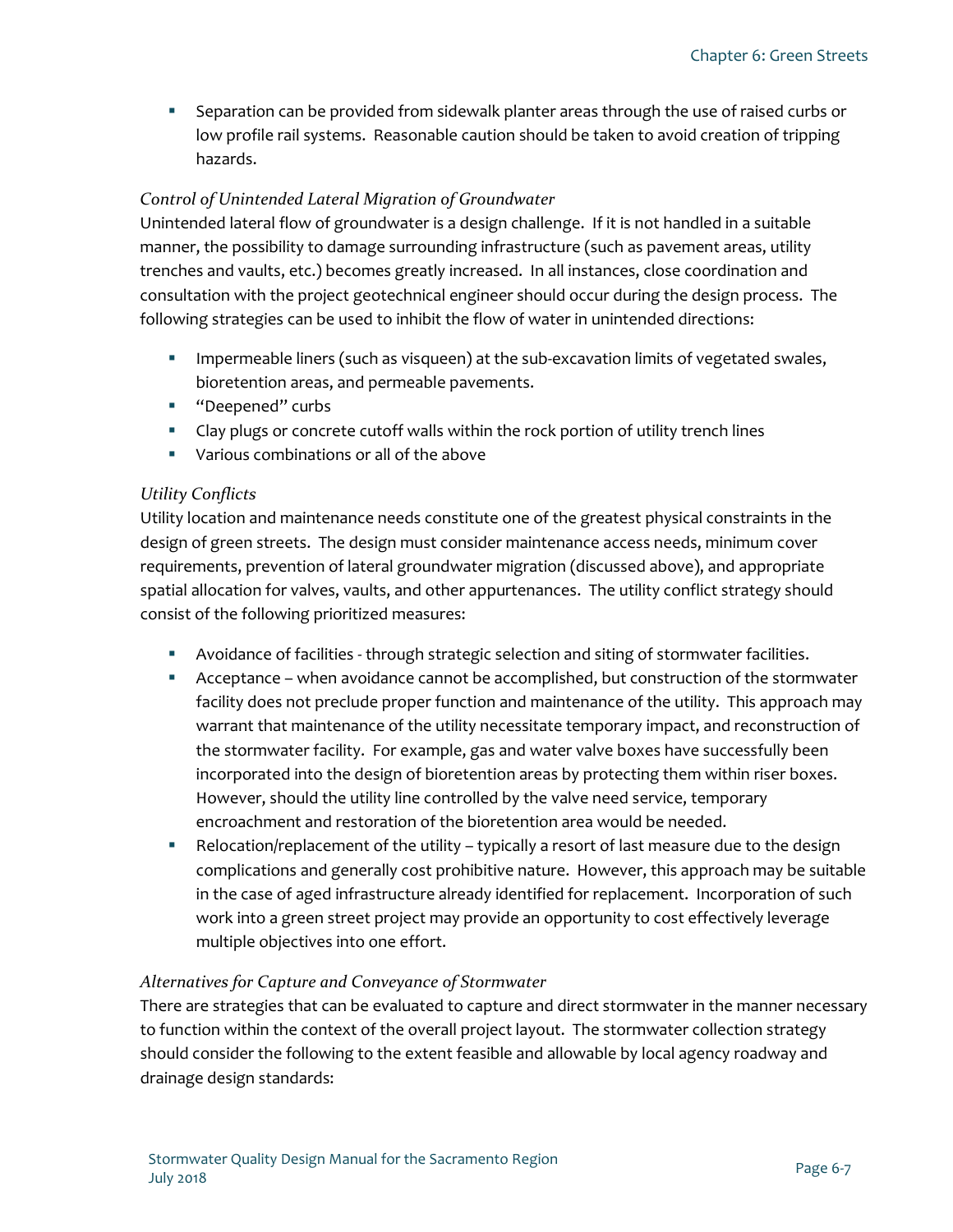- Separation can be provided from sidewalk planter areas through the use of raised curbs or low profile rail systems. Reasonable caution should be taken to avoid creation of tripping hazards.

*Control of Unintended Lateral Migration of Groundwater*

Unintended lateral flow of groundwater is a design challenge. If it is not handled in a suitable manner, the possibility to damage surrounding infrastructure (such as pavement areas, utility trenches and vaults, etc.) becomes greatly increased. In all instances, close coordination and consultation with the project geotechnical engineer should occur during the design process. The following strategies can be used to inhibit the flow of water in unintended directions:

- Impermeable liners (such as visqueen) at the sub-excavation limits of vegetated swales, bioretention areas, and permeable pavements.
- "Deepened" curbs
- Clay plugs or concrete cutoff walls within the rock portion of utility trench lines
- Various combinations or all of the above

*Utility Conflicts*

Utility location and maintenance needs constitute one of the greatest physical constraints in the design of green streets. The design must consider maintenance access needs, minimum cover requirements, prevention of lateral groundwater migration (discussed above), and appropriate spatial allocation for valves, vaults, and other appurtenances. The utility conflict strategy should consist of the following prioritized measures:

- Avoidance of facilities - through strategic selection and siting of stormwater facilities.
- Acceptance – when avoidance cannot be accomplished, but construction of the stormwater facility does not preclude proper function and maintenance of the utility. This approach may warrant that maintenance of the utility necessitate temporary impact, and reconstruction of the stormwater facility. For example, gas and water valve boxes have successfully been incorporated into the design of bioretention areas by protecting them within riser boxes. However, should the utility line controlled by the valve need service, temporary encroachment and restoration of the bioretention area would be needed.
- Relocation/replacement of the utility – typically a resort of last measure due to the design complications and generally cost prohibitive nature. However, this approach may be suitable in the case of aged infrastructure already identified for replacement. Incorporation of such work into a green street project may provide an opportunity to cost effectively leverage multiple objectives into one effort.

*Alternatives for Capture and Conveyance of Stormwater*

There are strategies that can be evaluated to capture and direct stormwater in the manner necessary to function within the context of the overall project layout. The stormwater collection strategy should consider the following to the extent feasible and allowable by local agency roadway and drainage design standards: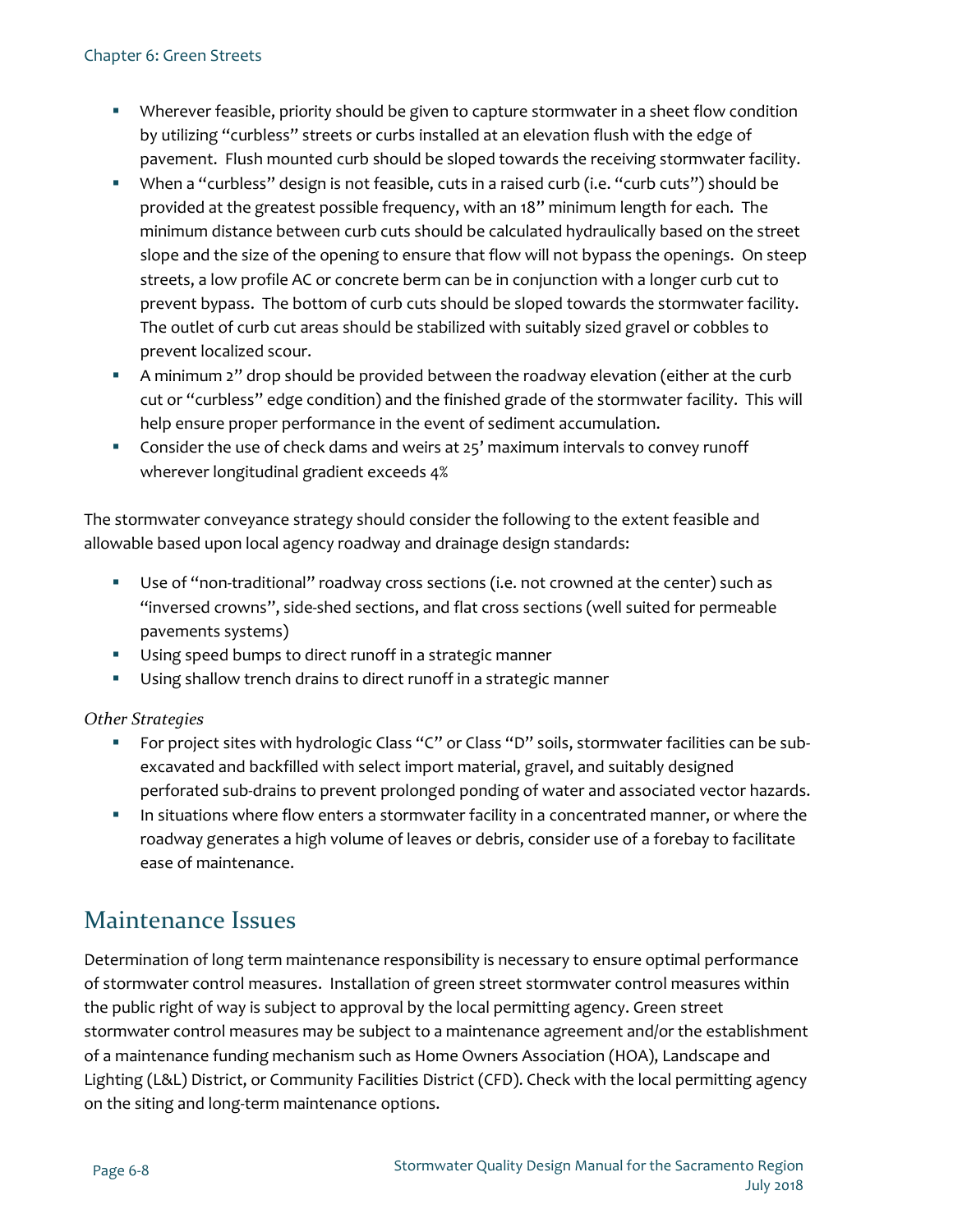- Wherever feasible, priority should be given to capture stormwater in a sheet flow condition by utilizing "curbless" streets or curbs installed at an elevation flush with the edge of pavement. Flush mounted curb should be sloped towards the receiving stormwater facility.
- When a "curbless" design is not feasible, cuts in a raised curb (i.e. "curb cuts") should be provided at the greatest possible frequency, with an 18" minimum length for each. The minimum distance between curb cuts should be calculated hydraulically based on the street slope and the size of the opening to ensure that flow will not bypass the openings. On steep streets, a low profile AC or concrete berm can be in conjunction with a longer curb cut to prevent bypass. The bottom of curb cuts should be sloped towards the stormwater facility. The outlet of curb cut areas should be stabilized with suitably sized gravel or cobbles to prevent localized scour.
- A minimum 2" drop should be provided between the roadway elevation (either at the curb cut or "curbless" edge condition) and the finished grade of the stormwater facility. This will help ensure proper performance in the event of sediment accumulation.
- Consider the use of check dams and weirs at 25' maximum intervals to convey runoff wherever longitudinal gradient exceeds 4%

The stormwater conveyance strategy should consider the following to the extent feasible and allowable based upon local agency roadway and drainage design standards:

- Use of "non-traditional" roadway cross sections (i.e. not crowned at the center) such as "inversed crowns", side-shed sections, and flat cross sections (well suited for permeable pavements systems)
- Using speed bumps to direct runoff in a strategic manner
- Using shallow trench drains to direct runoff in a strategic manner

*Other Strategies*

- For project sites with hydrologic Class "C" or Class "D" soils, stormwater facilities can be sub-excavated and backfilled with select import material, gravel, and suitably designed perforated sub-drains to prevent prolonged ponding of water and associated vector hazards.
- In situations where flow enters a stormwater facility in a concentrated manner, or where the roadway generates a high volume of leaves or debris, consider use of a forebay to facilitate ease of maintenance.

## Maintenance Issues

Determination of long term maintenance responsibility is necessary to ensure optimal performance of stormwater control measures. Installation of green street stormwater control measures within the public right of way is subject to approval by the local permitting agency. Green street stormwater control measures may be subject to a maintenance agreement and/or the establishment of a maintenance funding mechanism such as Home Owners Association (HOA), Landscape and Lighting (L&L) District, or Community Facilities District (CFD). Check with the local permitting agency on the siting and long-term maintenance options.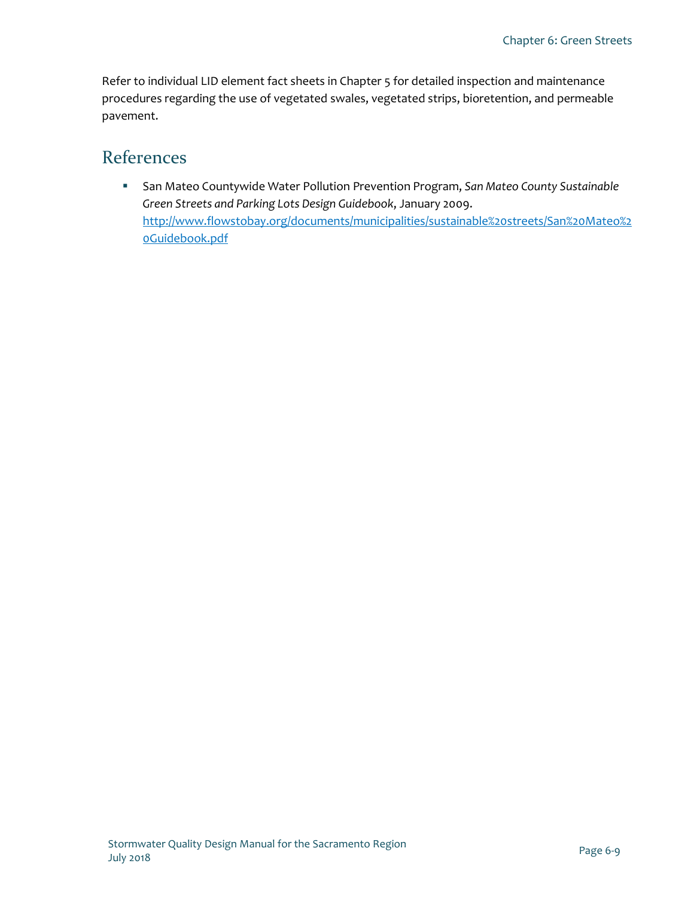Refer to individual LID element fact sheets in Chapter 5 for detailed inspection and maintenance procedures regarding the use of vegetated swales, vegetated strips, bioretention, and permeable pavement.

## References

- San Mateo Countywide Water Pollution Prevention Program, *San Mateo County Sustainable Green Streets and Parking Lots Design Guidebook*, January 2009. [http://www.flowstobay.org/documents/municipalities/sustainable%20streets/San%20Mateo%20Guidebook.pdf](http://www.flowstobay.org/documents/municipalities/sustainable%20streets/San%20Mateo%20Guidebook.pdf)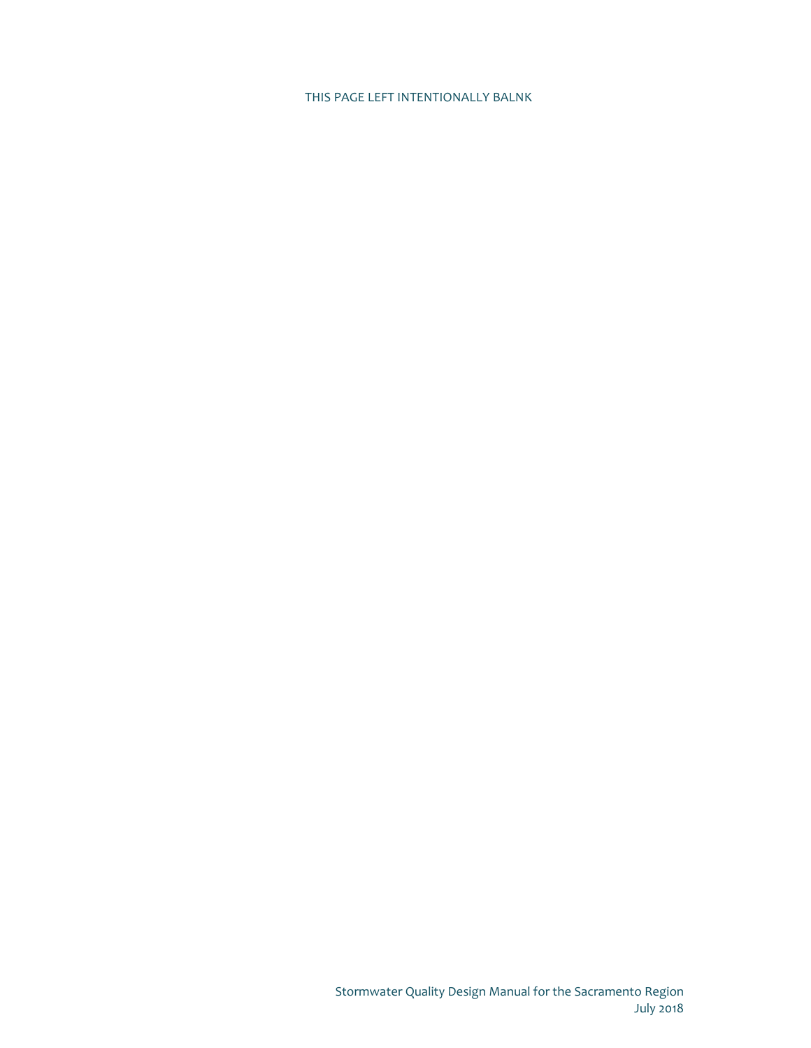THIS PAGE LEFT INTENTIONALLY BALNK